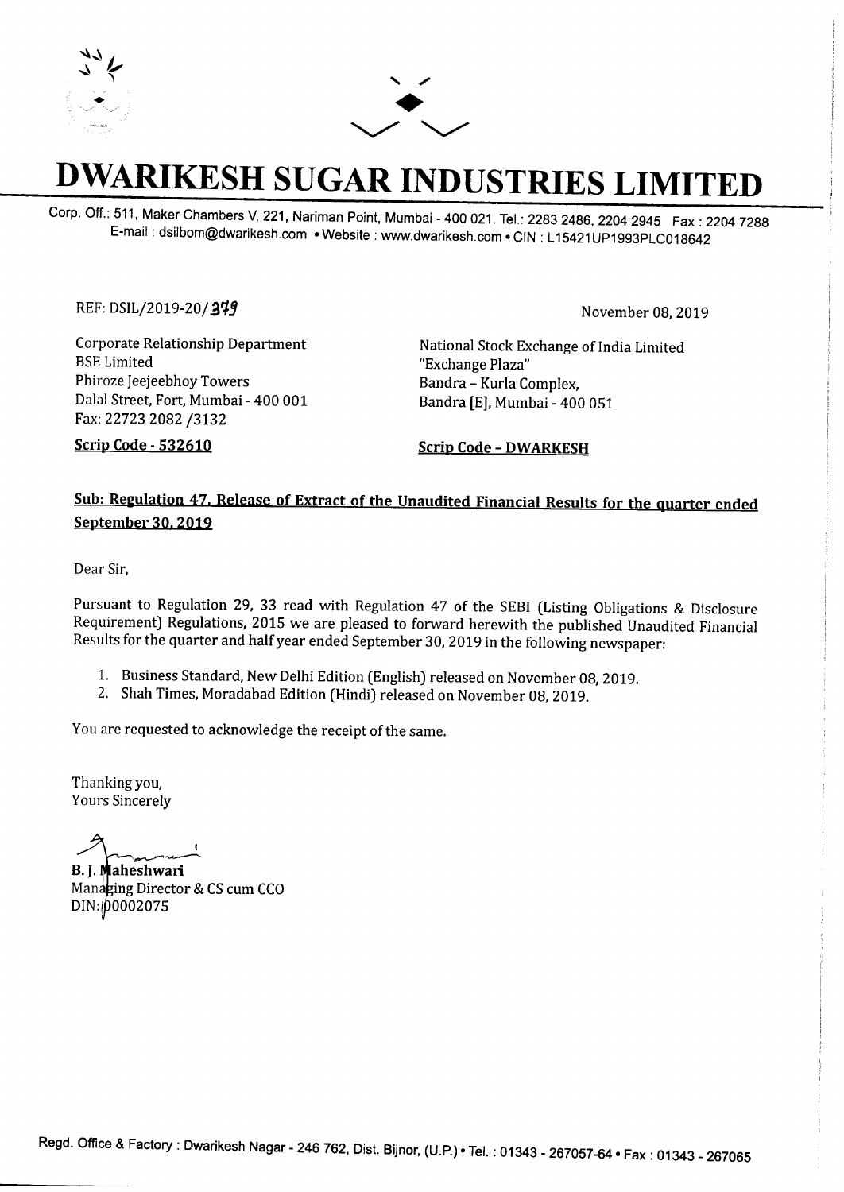# DWARIKESH SUGAR INDUSTRIES LIMITED

Corp. Off.: 511, Maker Chambers V, 221, Nariman Point, Mumbai - 400 021. Tel.: 2283 2486, 2204 2945 Fax : 2204 7288
E-mail : dsilbom@dwarikesh.com • Website : www.dwarikesh.com • CIN : L15421UP1993PLC018642

REF: DSIL/2019-20/379

November 08, 2019

Corporate Relationship Department
BSE Limited
Phiroze Jeejeebhoy Towers
Dalal Street, Fort, Mumbai - 400 001
Fax: 22723 2082 /3132

**Scrip Code - 532610**

National Stock Exchange of India Limited
"Exchange Plaza"
Bandra – Kurla Complex,
Bandra [E], Mumbai - 400 051

**Scrip Code - DWARKESH**

**Sub: Regulation 47, Release of Extract of the Unaudited Financial Results for the quarter ended September 30, 2019**

Dear Sir,

Pursuant to Regulation 29, 33 read with Regulation 47 of the SEBI (Listing Obligations & Disclosure Requirement) Regulations, 2015 we are pleased to forward herewith the published Unaudited Financial Results for the quarter and half year ended September 30, 2019 in the following newspaper:

1. Business Standard, New Delhi Edition (English) released on November 08, 2019.
2. Shah Times, Moradabad Edition (Hindi) released on November 08, 2019.

You are requested to acknowledge the receipt of the same.

Thanking you,
Yours Sincerely

**B. J. Maheshwari**
Managing Director & CS cum CCO
DIN:00002075

Regd. Office & Factory : Dwarikesh Nagar - 246 762, Dist. Bijnor, (U.P.) • Tel. : 01343 - 267057-64 • Fax : 01343 - 267065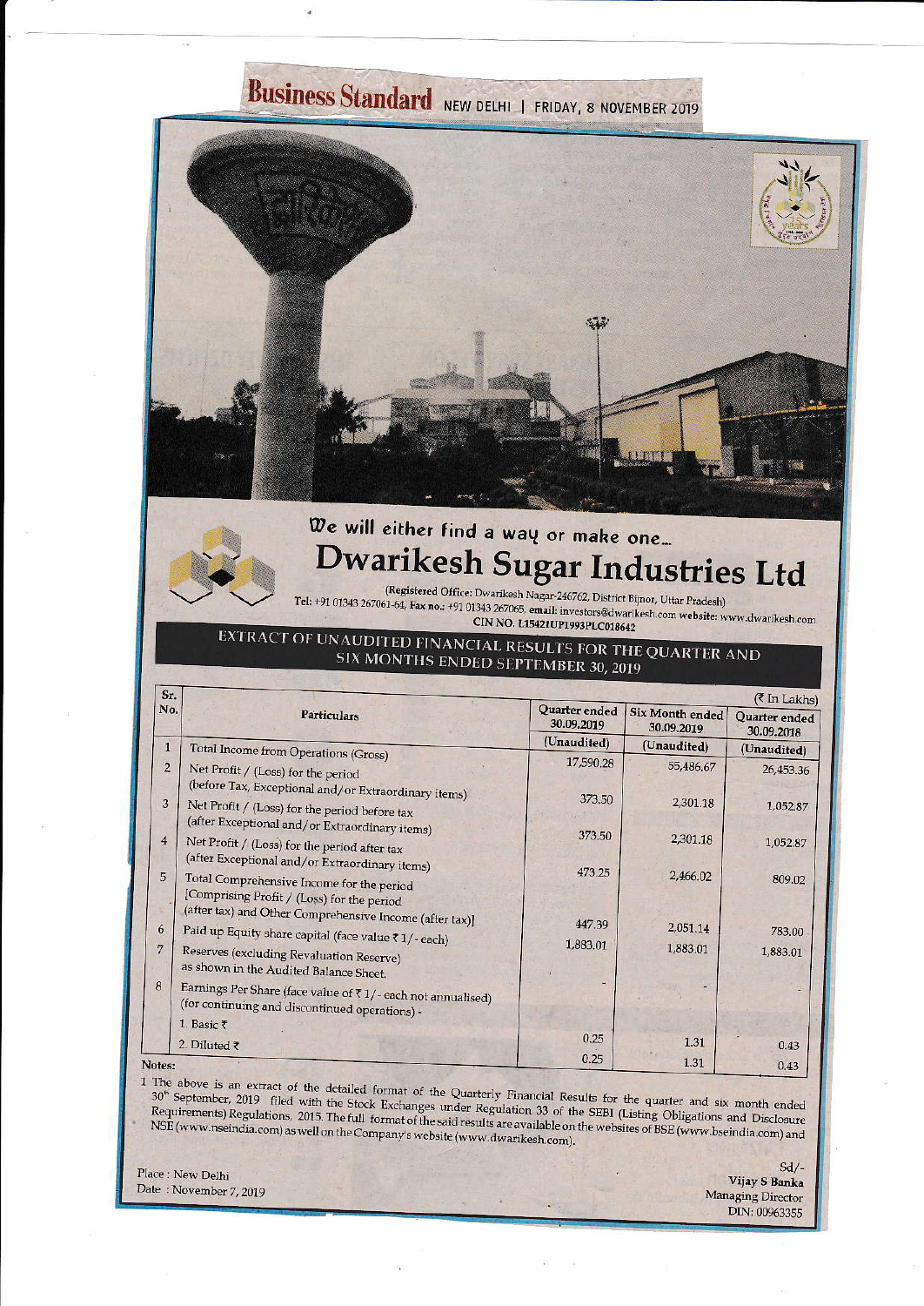Business Standard NEW DELHI | FRIDAY, 8 NOVEMBER 2019

*We will either find a way or make one...*

# Dwarikesh Sugar Industries Ltd

(Registered Office: Dwarikesh Nagar-246762, District Bijnor, Uttar Pradesh)
Tel: +91 01343 267061-64, Fax no.: +91 01343 267065, email: investors@dwarikesh.com website: www.dwarikesh.com
CIN NO. L15421UP1993PLC018642

## EXTRACT OF UNAUDITED FINANCIAL RESULTS FOR THE QUARTER AND SIX MONTHS ENDED SEPTEMBER 30, 2019

(₹ In Lakhs)

| Sr. No. | Particulars | Quarter ended 30.09.2019 | Six Month ended 30.09.2019 | Quarter ended 30.09.2018 |
|---|---|---|---|---|
| | | (Unaudited) | (Unaudited) | (Unaudited) |
| 1 | Total Income from Operations (Gross) | 17,590.28 | 55,486.67 | 26,453.36 |
| 2 | Net Profit / (Loss) for the period (before Tax, Exceptional and/or Extraordinary items) | 373.50 | 2,301.18 | 1,052.87 |
| 3 | Net Profit / (Loss) for the period before tax (after Exceptional and/or Extraordinary items) | 373.50 | 2,301.18 | 1,052.87 |
| 4 | Net Profit / (Loss) for the period after tax (after Exceptional and/or Extraordinary items) | 473.25 | 2,466.02 | 809.02 |
| 5 | Total Comprehensive Income for the period [Comprising Profit / (Loss) for the period (after tax) and Other Comprehensive Income (after tax)] | 447.39 | 2,051.14 | 783.00 |
| 6 | Paid up Equity share capital (face value ₹ 1/- each) | 1,883.01 | 1,883.01 | 1,883.01 |
| 7 | Reserves (excluding Revaluation Reserve) as shown in the Audited Balance Sheet. | - | - | - |
| 8 | Earnings Per Share (face value of ₹ 1/- each not annualised) (for continuing and discontinued operations) - | | | |
| | 1. Basic ₹ | 0.25 | 1.31 | 0.43 |
| | 2. Diluted ₹ | 0.25 | 1.31 | 0.43 |

**Notes:**

1 The above is an extract of the detailed format of the Quarterly Financial Results for the quarter and six month ended 30th September, 2019 filed with the Stock Exchanges under Regulation 33 of the SEBI (Listing Obligations and Disclosure Requirements) Regulations, 2015. The full format of the said results are available on the websites of BSE (www.bseindia.com) and NSE (www.nseindia.com) as well on the Company's website (www.dwarikesh.com).

Place : New Delhi
Date : November 7, 2019

Sd/-
Vijay S Banka
Managing Director
DIN: 00963355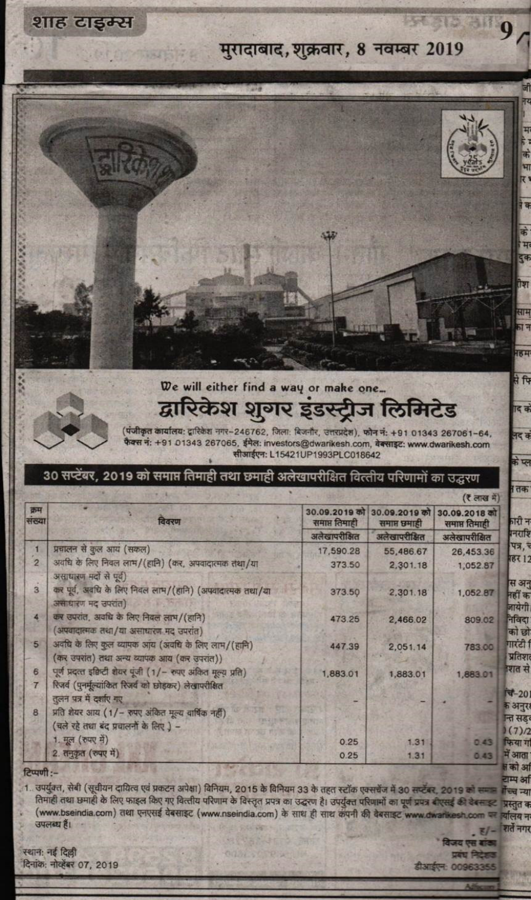We will either find a way or make one..

# द्वारिकेश शुगर इंडस्ट्रीज लिमिटेड

(पंजीकृत कार्यालय: द्वारिकेश नगर-246762, जिला: बिजनौर, उत्तरप्रदेश), फोन नं: +91 01343 267061-64, फैक्स नं: +91 01343 267065, ईमेल: investors@dwarikesh.com, वेबसाइट: www.dwarikesh.com
सीआईएन: L15421UP1993PLC018642

## 30 सितम्बर, 2019 को समाप्त तिमाही तथा छमाही अलेखापरीक्षित वित्तीय परिणामों का उद्धरण

(₹ लाख में)

| क्रम संख्या | विवरण | 30.09.2019 को समाप्त तिमाही | 30.09.2019 को समाप्त छमाही | 30.09.2018 को समाप्त तिमाही |
|---|---|---|---|---|
| | | अलेखापरीक्षित | अलेखापरीक्षित | अलेखापरीक्षित |
| 1 | प्रचालन से कुल आय (सकल) | 17,590.28 | 55,486.67 | 26,453.36 |
| 2 | अवधि के लिए निवल लाभ/(हानि) (कर, अपवादात्मक तथा/या असाधारण मदों से पूर्व) | 373.50 | 2,301.18 | 1,052.87 |
| 3 | कर पूर्व, अवधि के लिए निवल लाभ/(हानि) (अपवादात्मक तथा/या असाधारण मद उपरांत) | 373.50 | 2,301.18 | 1,052.87 |
| 4 | कर उपरांत, अवधि के लिए निवल लाभ/(हानि) (अपवादात्मक तथा/या असाधारण मद उपरांत) | 473.25 | 2,466.02 | 809.02 |
| 5 | अवधि के लिए कुल व्यापक आय (अवधि के लिए लाभ/(हानि) (कर उपरांत) तथा अन्य व्यापक आय (कर उपरांत)) | 447.39 | 2,051.14 | 783.00 |
| 6 | पूर्ण प्रदत्त इक्विटी शेयर पूंजी (1/- रुपए अंकित मूल्य प्रति) | 1,883.01 | 1,883.01 | 1,883.01 |
| 7 | रिजर्व (पुनर्मूल्यांकित रिजर्व को छोड़कर) लेखापरीक्षित तुलन पत्र में दर्शाए गए | - | - | - |
| 8 | प्रति शेयर आय (1/- रुपए अंकित मूल्य वार्षिक नहीं) (चले रहे तथा बंद प्रचालनों के लिए) - | | | |
| | 1. मूल (रुपए में) | 0.25 | 1.31 | 0.43 |
| | 2. तनुकृत (रुपए में) | 0.25 | 1.31 | 0.43 |

टिप्पणी :-

1. उपर्युक्त, सेबी (सूचीयन दायित्व एवं प्रकटन अपेक्षा) विनियम, 2015 के विनियम 33 के तहत स्टॉक एक्सचेंज में 30 सितम्बर, 2019 को समाप्त तिमाही तथा छमाही के लिए फाइल किए गए वित्तीय परिणाम के विस्तृत प्रपत्र का उद्धरण है। उपर्युक्त परिणामों का पूर्ण प्रपत्र बीएसई की वेबसाइट (www.bseindia.com) तथा एनएसई वेबसाइट (www.nseindia.com) के साथ ही साथ कंपनी की वेबसाइट www.dwarikesh.com पर उपलब्ध है।

स्थान: नई दिल्ली
दिनांक: नवम्बर 07, 2019

ह/-
विजय एस बांका
प्रबंध निदेशक
डीआईएन: 00963355